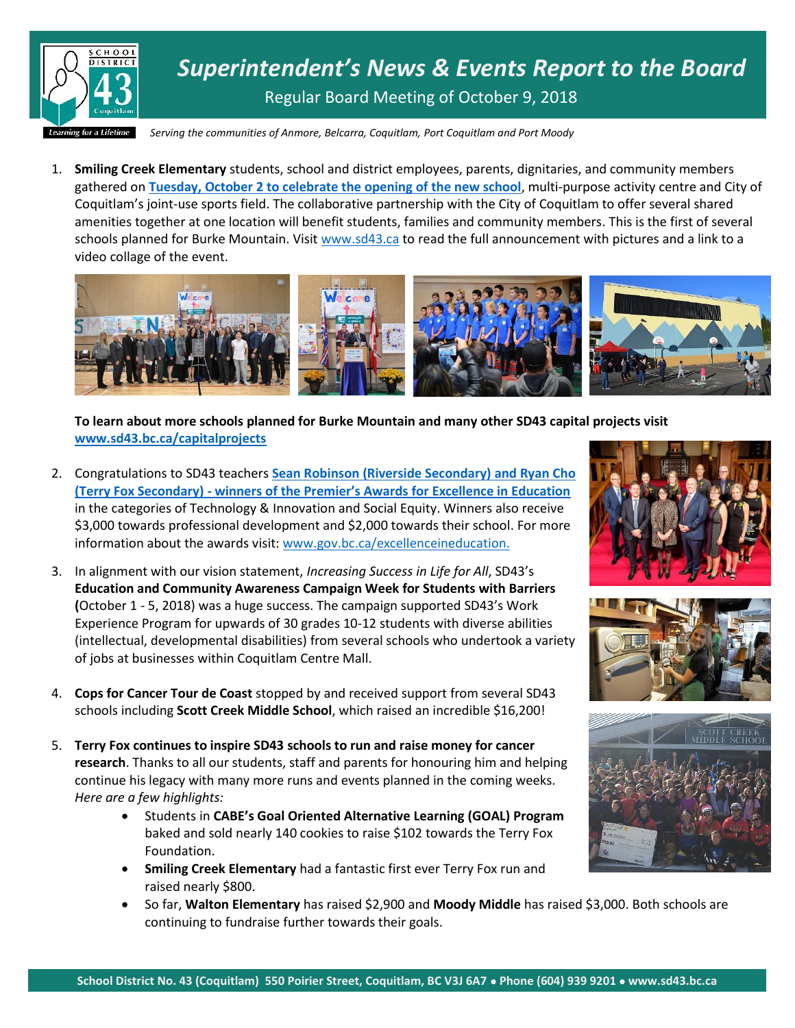# *Superintendent's News & Events Report to the Board*

Regular Board Meeting of October 9, 2018

*Serving the communities of Anmore, Belcarra, Coquitlam, Port Coquitlam and Port Moody*

1. **Smiling Creek Elementary** students, school and district employees, parents, dignitaries, and community members gathered on **Tuesday, October 2 to celebrate the opening of the new school**, multi-purpose activity centre and City of Coquitlam's joint-use sports field. The collaborative partnership with the City of Coquitlam to offer several shared amenities together at one location will benefit students, families and community members. This is the first of several schools planned for Burke Mountain. Visit www.sd43.ca to read the full announcement with pictures and a link to a video collage of the event.

   **To learn about more schools planned for Burke Mountain and many other SD43 capital projects visit www.sd43.bc.ca/capitalprojects**

2. Congratulations to SD43 teachers **Sean Robinson (Riverside Secondary) and Ryan Cho (Terry Fox Secondary) - winners of the Premier's Awards for Excellence in Education** in the categories of Technology & Innovation and Social Equity. Winners also receive $3,000 towards professional development and $2,000 towards their school. For more information about the awards visit: www.gov.bc.ca/excellenceineducation.

3. In alignment with our vision statement, *Increasing Success in Life for All*, SD43's **Education and Community Awareness Campaign Week for Students with Barriers (**October 1 - 5, 2018) was a huge success. The campaign supported SD43's Work Experience Program for upwards of 30 grades 10-12 students with diverse abilities (intellectual, developmental disabilities) from several schools who undertook a variety of jobs at businesses within Coquitlam Centre Mall.

4. **Cops for Cancer Tour de Coast** stopped by and received support from several SD43 schools including **Scott Creek Middle School**, which raised an incredible $16,200!

5. **Terry Fox continues to inspire SD43 schools to run and raise money for cancer research**. Thanks to all our students, staff and parents for honouring him and helping continue his legacy with many more runs and events planned in the coming weeks. *Here are a few highlights:*
   - Students in **CABE's Goal Oriented Alternative Learning (GOAL) Program** baked and sold nearly 140 cookies to raise $102 towards the Terry Fox Foundation.
   - **Smiling Creek Elementary** had a fantastic first ever Terry Fox run and raised nearly $800.
   - So far, **Walton Elementary** has raised $2,900 and **Moody Middle** has raised $3,000. Both schools are continuing to fundraise further towards their goals.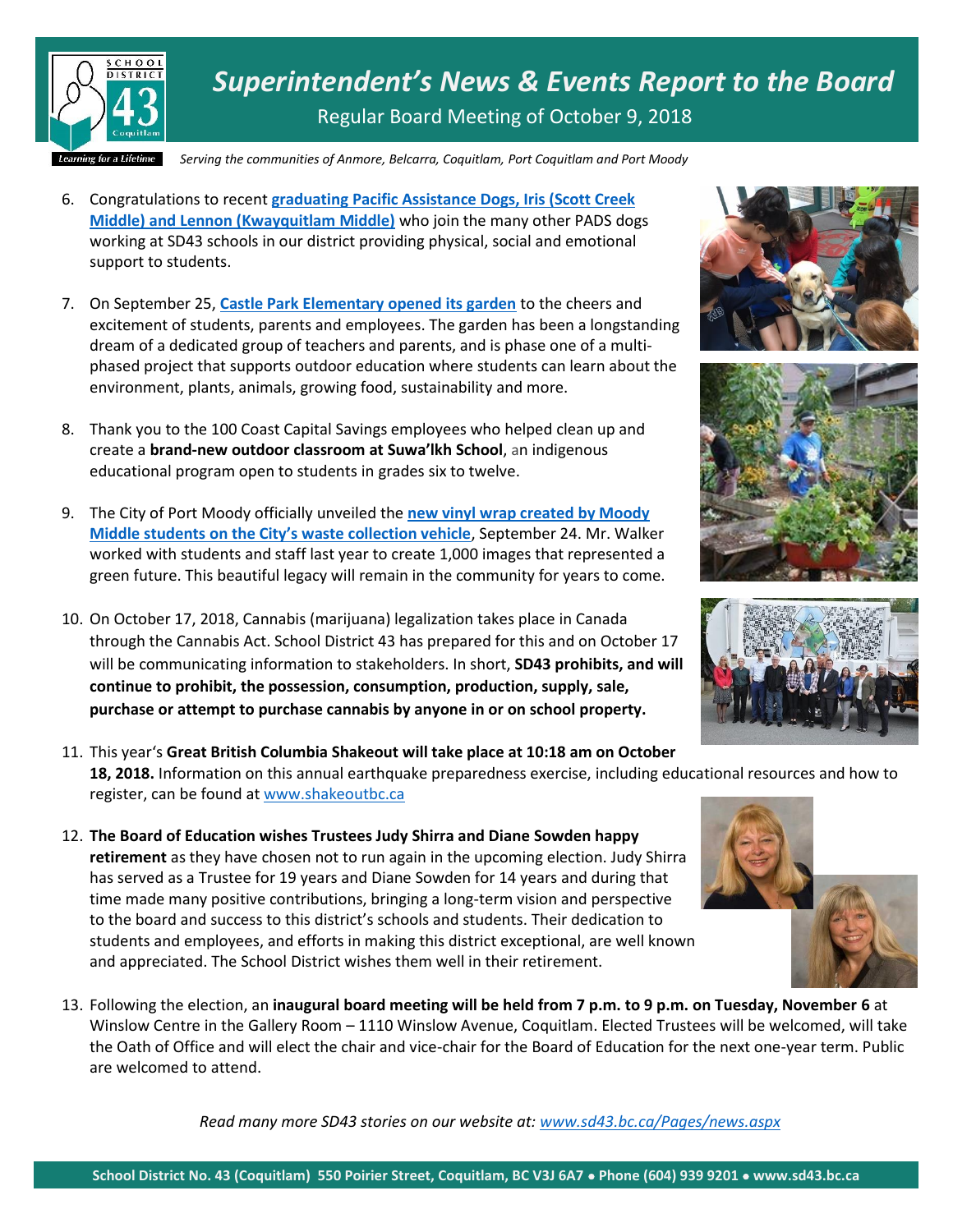# *Superintendent's News & Events Report to the Board*

Regular Board Meeting of October 9, 2018

*Serving the communities of Anmore, Belcarra, Coquitlam, Port Coquitlam and Port Moody*

6. Congratulations to recent **graduating Pacific Assistance Dogs, Iris (Scott Creek Middle) and Lennon (Kwayquitlam Middle)** who join the many other PADS dogs working at SD43 schools in our district providing physical, social and emotional support to students.

7. On September 25, **Castle Park Elementary opened its garden** to the cheers and excitement of students, parents and employees. The garden has been a longstanding dream of a dedicated group of teachers and parents, and is phase one of a multi-phased project that supports outdoor education where students can learn about the environment, plants, animals, growing food, sustainability and more.

8. Thank you to the 100 Coast Capital Savings employees who helped clean up and create a **brand-new outdoor classroom at Suwa'lkh School**, an indigenous educational program open to students in grades six to twelve.

9. The City of Port Moody officially unveiled the **new vinyl wrap created by Moody Middle students on the City's waste collection vehicle**, September 24. Mr. Walker worked with students and staff last year to create 1,000 images that represented a green future. This beautiful legacy will remain in the community for years to come.

10. On October 17, 2018, Cannabis (marijuana) legalization takes place in Canada through the Cannabis Act. School District 43 has prepared for this and on October 17 will be communicating information to stakeholders. In short, **SD43 prohibits, and will continue to prohibit, the possession, consumption, production, supply, sale, purchase or attempt to purchase cannabis by anyone in or on school property.**

11. This year's **Great British Columbia Shakeout will take place at 10:18 am on October 18, 2018.** Information on this annual earthquake preparedness exercise, including educational resources and how to register, can be found at www.shakeoutbc.ca

12. **The Board of Education wishes Trustees Judy Shirra and Diane Sowden happy retirement** as they have chosen not to run again in the upcoming election. Judy Shirra has served as a Trustee for 19 years and Diane Sowden for 14 years and during that time made many positive contributions, bringing a long-term vision and perspective to the board and success to this district's schools and students. Their dedication to students and employees, and efforts in making this district exceptional, are well known and appreciated. The School District wishes them well in their retirement.

13. Following the election, an **inaugural board meeting will be held from 7 p.m. to 9 p.m. on Tuesday, November 6** at Winslow Centre in the Gallery Room – 1110 Winslow Avenue, Coquitlam. Elected Trustees will be welcomed, will take the Oath of Office and will elect the chair and vice-chair for the Board of Education for the next one-year term. Public are welcomed to attend.

*Read many more SD43 stories on our website at: www.sd43.bc.ca/Pages/news.aspx*

**School District No. 43 (Coquitlam) 550 Poirier Street, Coquitlam, BC V3J 6A7 • Phone (604) 939 9201 • www.sd43.bc.ca**